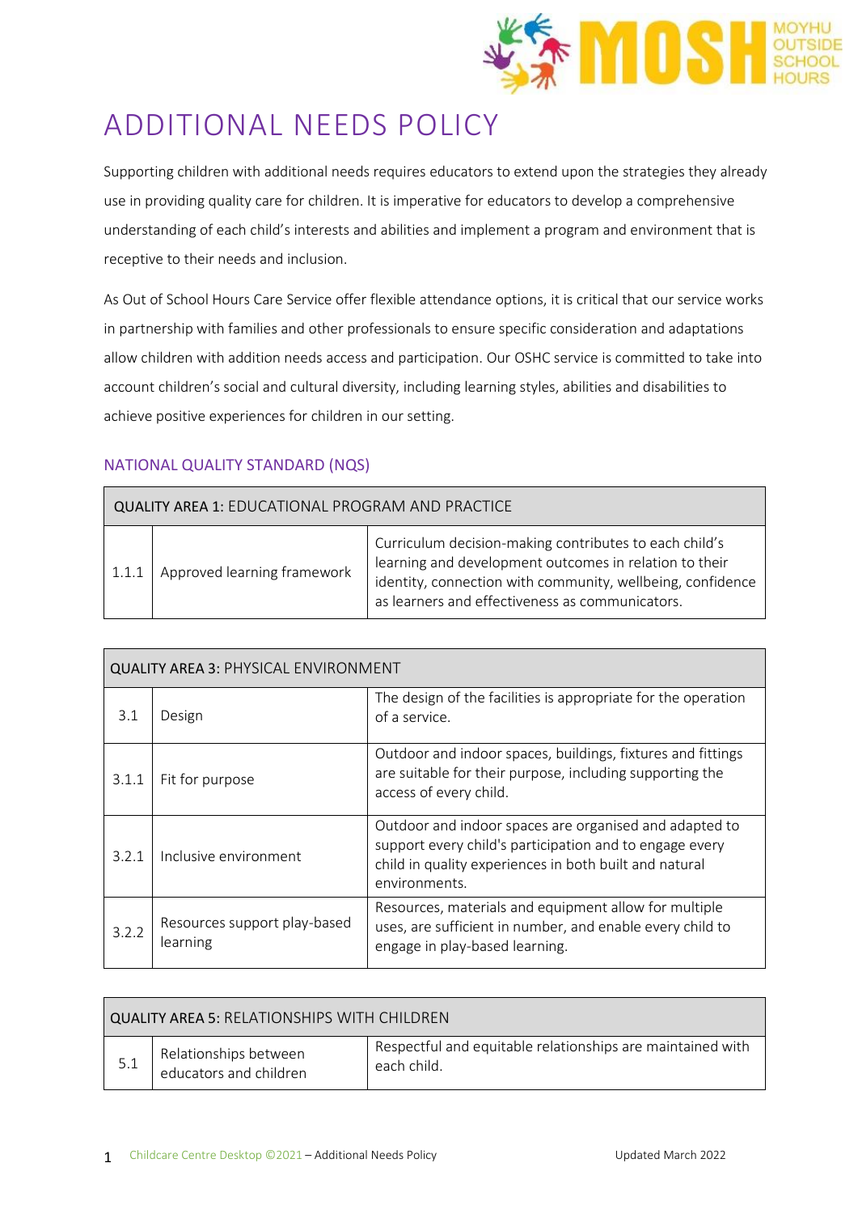# ADDITIONAL NEEDS POLICY

Supporting children with additional needs requires educators to extend upon the strategies they already use in providing quality care for children. It is imperative for educators to develop a comprehensive understanding of each child's interests and abilities and implement a program and environment that is receptive to their needs and inclusion.

As Out of School Hours Care Service offer flexible attendance options, it is critical that our service works in partnership with families and other professionals to ensure specific consideration and adaptations allow children with addition needs access and participation. Our OSHC service is committed to take into account children's social and cultural diversity, including learning styles, abilities and disabilities to achieve positive experiences for children in our setting.

## NATIONAL QUALITY STANDARD (NQS)

| QUALITY AREA 1: EDUCATIONAL PROGRAM AND PRACTICE | | |
|---|---|---|
| 1.1.1 | Approved learning framework | Curriculum decision-making contributes to each child's learning and development outcomes in relation to their identity, connection with community, wellbeing, confidence as learners and effectiveness as communicators. |

| QUALITY AREA 3: PHYSICAL ENVIRONMENT | | |
|---|---|---|
| 3.1 | Design | The design of the facilities is appropriate for the operation of a service. |
| 3.1.1 | Fit for purpose | Outdoor and indoor spaces, buildings, fixtures and fittings are suitable for their purpose, including supporting the access of every child. |
| 3.2.1 | Inclusive environment | Outdoor and indoor spaces are organised and adapted to support every child's participation and to engage every child in quality experiences in both built and natural environments. |
| 3.2.2 | Resources support play-based learning | Resources, materials and equipment allow for multiple uses, are sufficient in number, and enable every child to engage in play-based learning. |

| QUALITY AREA 5: RELATIONSHIPS WITH CHILDREN | | |
|---|---|---|
| 5.1 | Relationships between educators and children | Respectful and equitable relationships are maintained with each child. |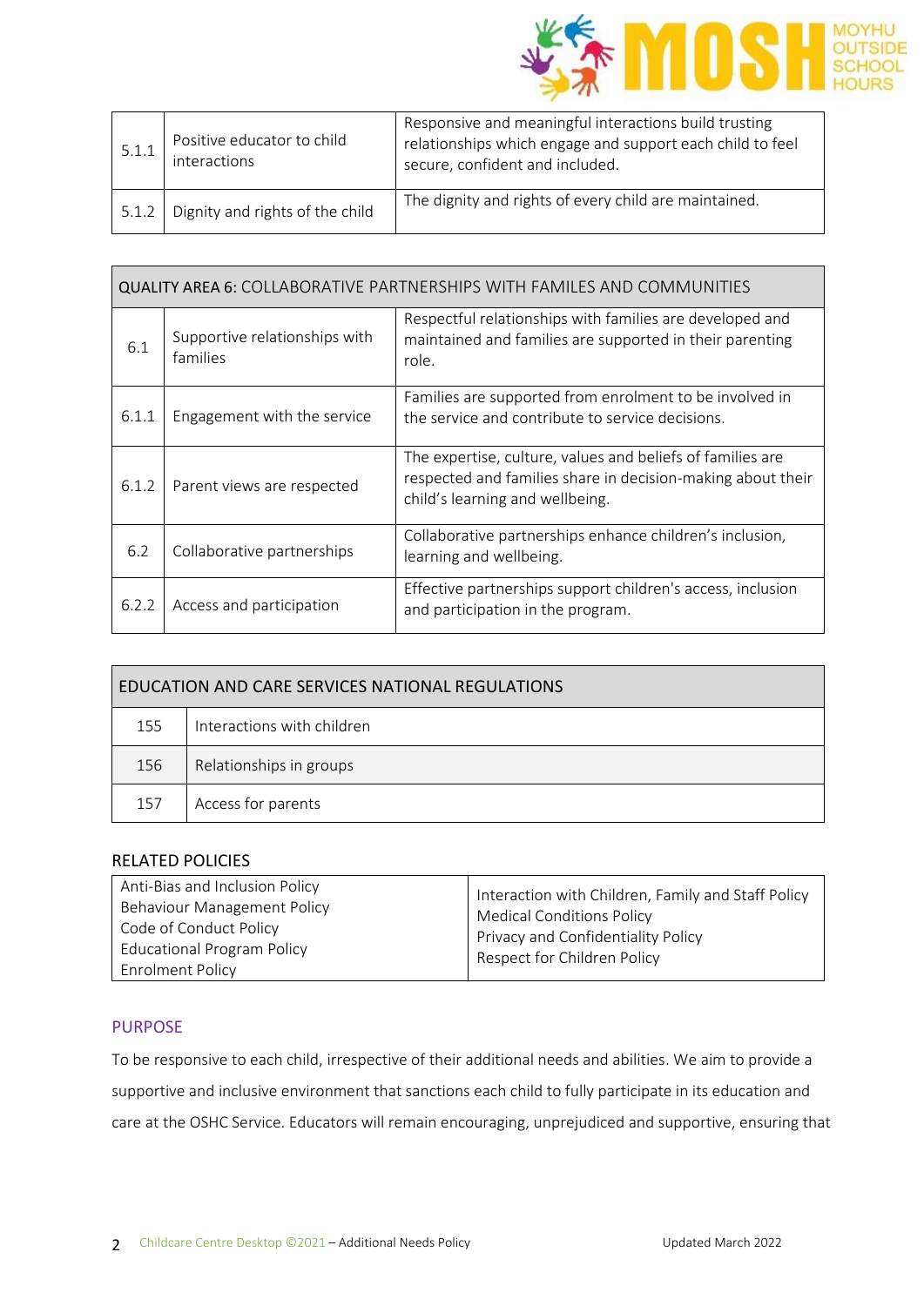| | | |
|---|---|---|
| 5.1.1 | Positive educator to child interactions | Responsive and meaningful interactions build trusting relationships which engage and support each child to feel secure, confident and included. |
| 5.1.2 | Dignity and rights of the child | The dignity and rights of every child are maintained. |

| QUALITY AREA 6: COLLABORATIVE PARTNERSHIPS WITH FAMILES AND COMMUNITIES | | |
|---|---|---|
| 6.1 | Supportive relationships with families | Respectful relationships with families are developed and maintained and families are supported in their parenting role. |
| 6.1.1 | Engagement with the service | Families are supported from enrolment to be involved in the service and contribute to service decisions. |
| 6.1.2 | Parent views are respected | The expertise, culture, values and beliefs of families are respected and families share in decision-making about their child's learning and wellbeing. |
| 6.2 | Collaborative partnerships | Collaborative partnerships enhance children's inclusion, learning and wellbeing. |
| 6.2.2 | Access and participation | Effective partnerships support children's access, inclusion and participation in the program. |

| EDUCATION AND CARE SERVICES NATIONAL REGULATIONS | |
|---|---|
| 155 | Interactions with children |
| 156 | Relationships in groups |
| 157 | Access for parents |

RELATED POLICIES

| | |
|---|---|
| Anti-Bias and Inclusion Policy<br>Behaviour Management Policy<br>Code of Conduct Policy<br>Educational Program Policy<br>Enrolment Policy | Interaction with Children, Family and Staff Policy<br>Medical Conditions Policy<br>Privacy and Confidentiality Policy<br>Respect for Children Policy |

## PURPOSE

To be responsive to each child, irrespective of their additional needs and abilities. We aim to provide a supportive and inclusive environment that sanctions each child to fully participate in its education and care at the OSHC Service. Educators will remain encouraging, unprejudiced and supportive, ensuring that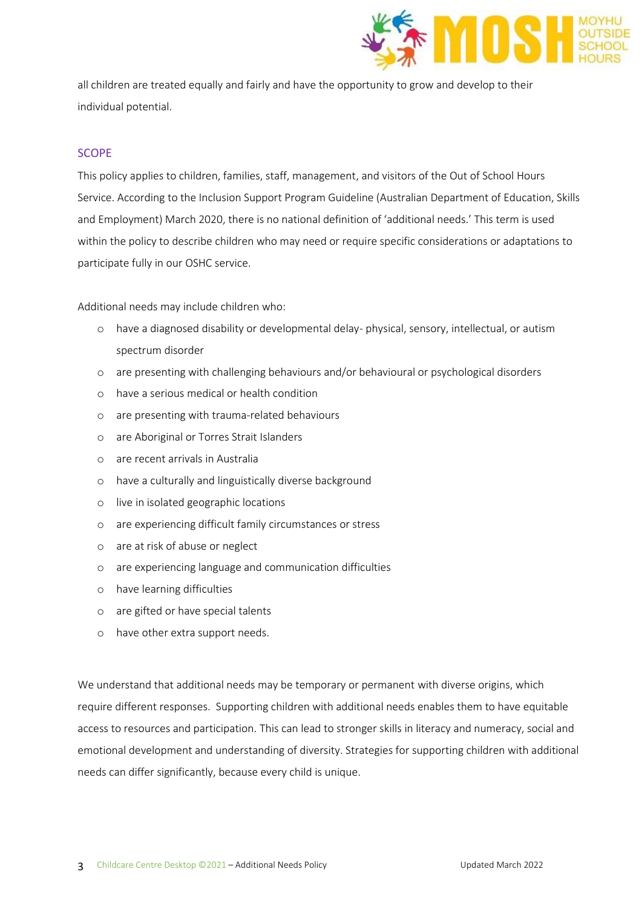all children are treated equally and fairly and have the opportunity to grow and develop to their individual potential.

## SCOPE

This policy applies to children, families, staff, management, and visitors of the Out of School Hours Service. According to the Inclusion Support Program Guideline (Australian Department of Education, Skills and Employment) March 2020, there is no national definition of 'additional needs.' This term is used within the policy to describe children who may need or require specific considerations or adaptations to participate fully in our OSHC service.

Additional needs may include children who:

- have a diagnosed disability or developmental delay- physical, sensory, intellectual, or autism spectrum disorder
- are presenting with challenging behaviours and/or behavioural or psychological disorders
- have a serious medical or health condition
- are presenting with trauma-related behaviours
- are Aboriginal or Torres Strait Islanders
- are recent arrivals in Australia
- have a culturally and linguistically diverse background
- live in isolated geographic locations
- are experiencing difficult family circumstances or stress
- are at risk of abuse or neglect
- are experiencing language and communication difficulties
- have learning difficulties
- are gifted or have special talents
- have other extra support needs.

We understand that additional needs may be temporary or permanent with diverse origins, which require different responses. Supporting children with additional needs enables them to have equitable access to resources and participation. This can lead to stronger skills in literacy and numeracy, social and emotional development and understanding of diversity. Strategies for supporting children with additional needs can differ significantly, because every child is unique.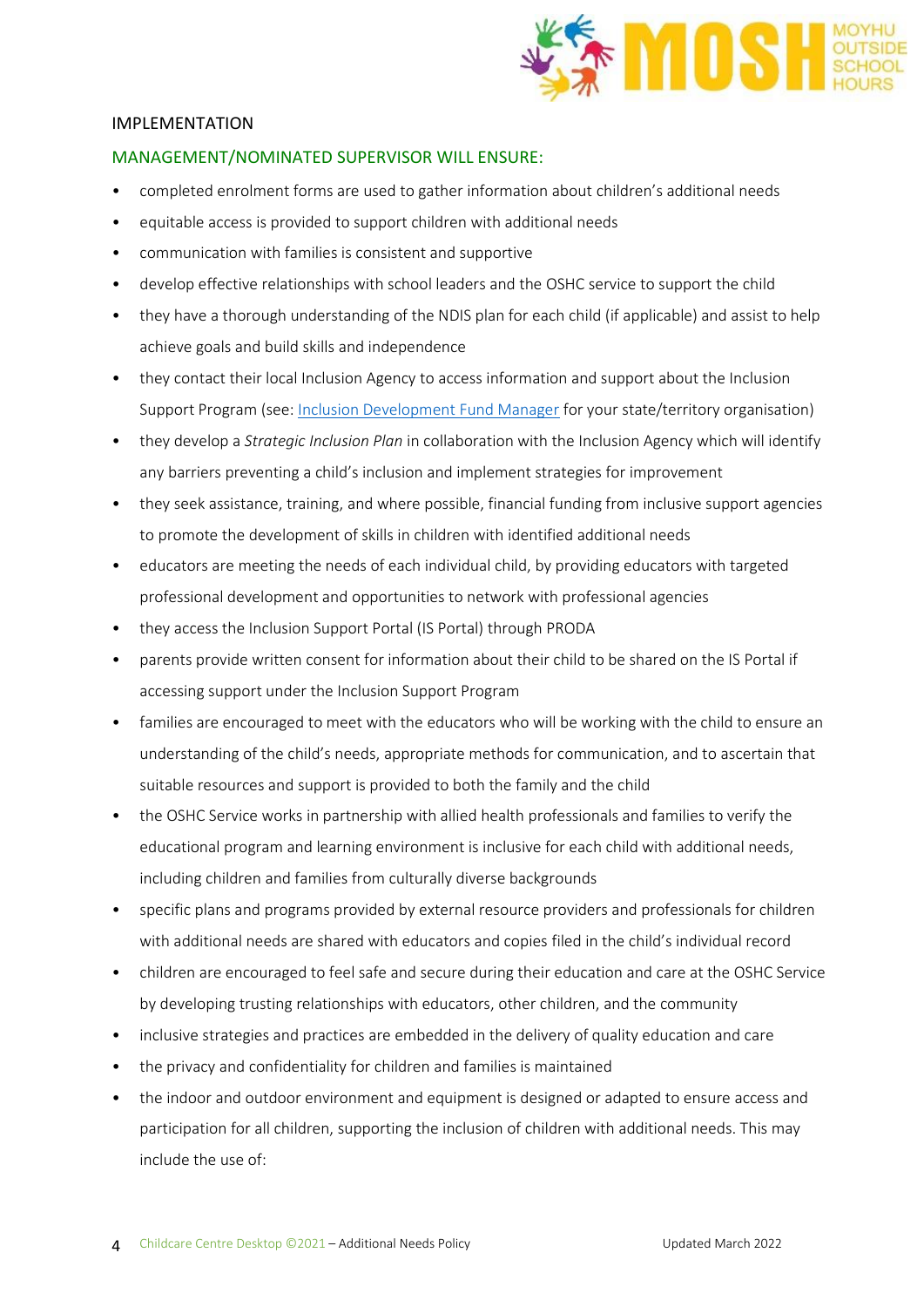## IMPLEMENTATION

### MANAGEMENT/NOMINATED SUPERVISOR WILL ENSURE:

- completed enrolment forms are used to gather information about children's additional needs
- equitable access is provided to support children with additional needs
- communication with families is consistent and supportive
- develop effective relationships with school leaders and the OSHC service to support the child
- they have a thorough understanding of the NDIS plan for each child (if applicable) and assist to help achieve goals and build skills and independence
- they contact their local Inclusion Agency to access information and support about the Inclusion Support Program (see: Inclusion Development Fund Manager for your state/territory organisation)
- they develop a *Strategic Inclusion Plan* in collaboration with the Inclusion Agency which will identify any barriers preventing a child's inclusion and implement strategies for improvement
- they seek assistance, training, and where possible, financial funding from inclusive support agencies to promote the development of skills in children with identified additional needs
- educators are meeting the needs of each individual child, by providing educators with targeted professional development and opportunities to network with professional agencies
- they access the Inclusion Support Portal (IS Portal) through PRODA
- parents provide written consent for information about their child to be shared on the IS Portal if accessing support under the Inclusion Support Program
- families are encouraged to meet with the educators who will be working with the child to ensure an understanding of the child's needs, appropriate methods for communication, and to ascertain that suitable resources and support is provided to both the family and the child
- the OSHC Service works in partnership with allied health professionals and families to verify the educational program and learning environment is inclusive for each child with additional needs, including children and families from culturally diverse backgrounds
- specific plans and programs provided by external resource providers and professionals for children with additional needs are shared with educators and copies filed in the child's individual record
- children are encouraged to feel safe and secure during their education and care at the OSHC Service by developing trusting relationships with educators, other children, and the community
- inclusive strategies and practices are embedded in the delivery of quality education and care
- the privacy and confidentiality for children and families is maintained
- the indoor and outdoor environment and equipment is designed or adapted to ensure access and participation for all children, supporting the inclusion of children with additional needs. This may include the use of: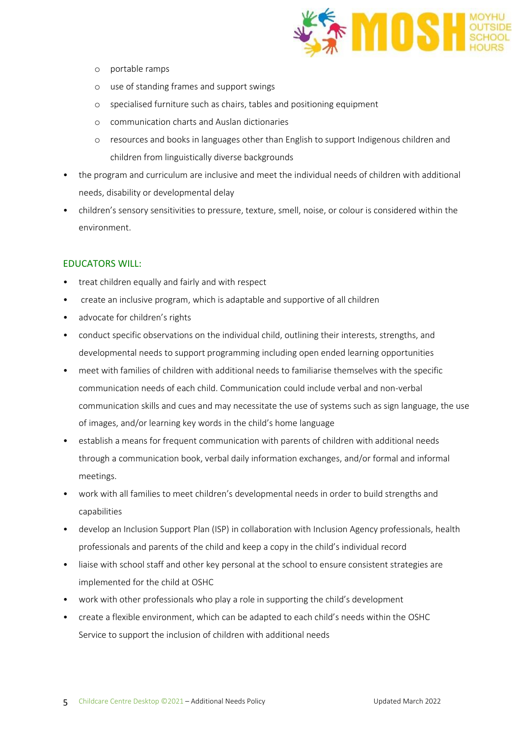- portable ramps
  - use of standing frames and support swings
  - specialised furniture such as chairs, tables and positioning equipment
  - communication charts and Auslan dictionaries
  - resources and books in languages other than English to support Indigenous children and children from linguistically diverse backgrounds
- the program and curriculum are inclusive and meet the individual needs of children with additional needs, disability or developmental delay
- children's sensory sensitivities to pressure, texture, smell, noise, or colour is considered within the environment.

## EDUCATORS WILL:

- treat children equally and fairly and with respect
- create an inclusive program, which is adaptable and supportive of all children
- advocate for children's rights
- conduct specific observations on the individual child, outlining their interests, strengths, and developmental needs to support programming including open ended learning opportunities
- meet with families of children with additional needs to familiarise themselves with the specific communication needs of each child. Communication could include verbal and non-verbal communication skills and cues and may necessitate the use of systems such as sign language, the use of images, and/or learning key words in the child's home language
- establish a means for frequent communication with parents of children with additional needs through a communication book, verbal daily information exchanges, and/or formal and informal meetings.
- work with all families to meet children's developmental needs in order to build strengths and capabilities
- develop an Inclusion Support Plan (ISP) in collaboration with Inclusion Agency professionals, health professionals and parents of the child and keep a copy in the child's individual record
- liaise with school staff and other key personal at the school to ensure consistent strategies are implemented for the child at OSHC
- work with other professionals who play a role in supporting the child's development
- create a flexible environment, which can be adapted to each child's needs within the OSHC Service to support the inclusion of children with additional needs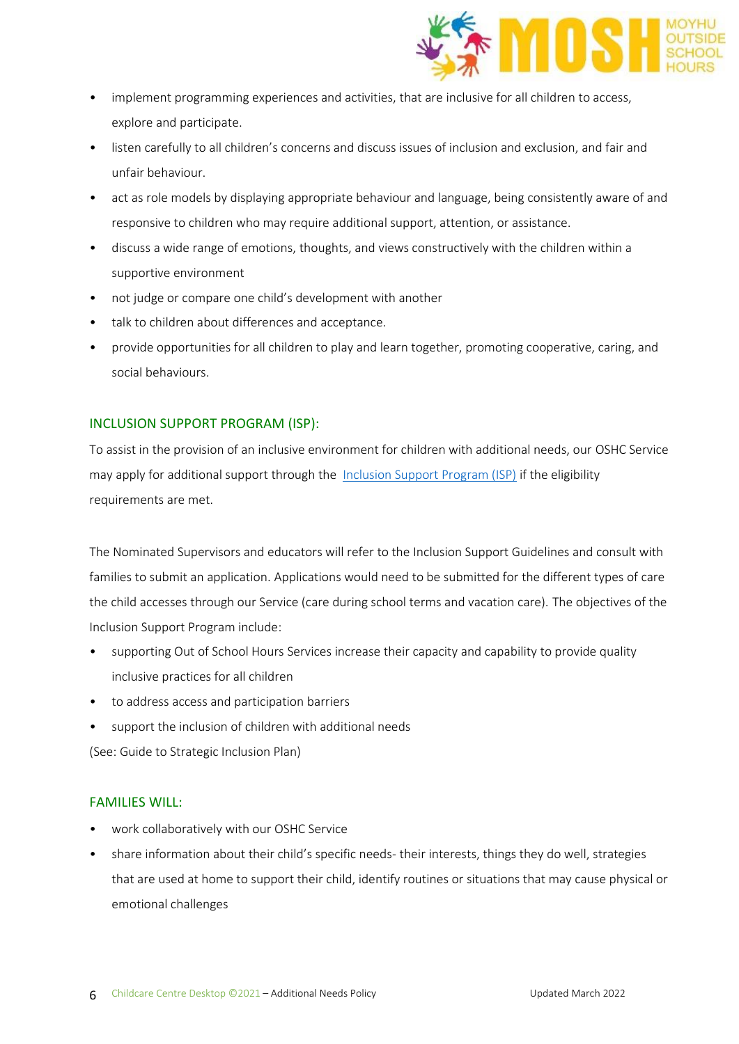- implement programming experiences and activities, that are inclusive for all children to access, explore and participate.
- listen carefully to all children's concerns and discuss issues of inclusion and exclusion, and fair and unfair behaviour.
- act as role models by displaying appropriate behaviour and language, being consistently aware of and responsive to children who may require additional support, attention, or assistance.
- discuss a wide range of emotions, thoughts, and views constructively with the children within a supportive environment
- not judge or compare one child's development with another
- talk to children about differences and acceptance.
- provide opportunities for all children to play and learn together, promoting cooperative, caring, and social behaviours.

## INCLUSION SUPPORT PROGRAM (ISP):

To assist in the provision of an inclusive environment for children with additional needs, our OSHC Service may apply for additional support through the Inclusion Support Program (ISP) if the eligibility requirements are met.

The Nominated Supervisors and educators will refer to the Inclusion Support Guidelines and consult with families to submit an application. Applications would need to be submitted for the different types of care the child accesses through our Service (care during school terms and vacation care). The objectives of the Inclusion Support Program include:

- supporting Out of School Hours Services increase their capacity and capability to provide quality inclusive practices for all children
- to address access and participation barriers
- support the inclusion of children with additional needs

(See: Guide to Strategic Inclusion Plan)

## FAMILIES WILL:

- work collaboratively with our OSHC Service
- share information about their child's specific needs- their interests, things they do well, strategies that are used at home to support their child, identify routines or situations that may cause physical or emotional challenges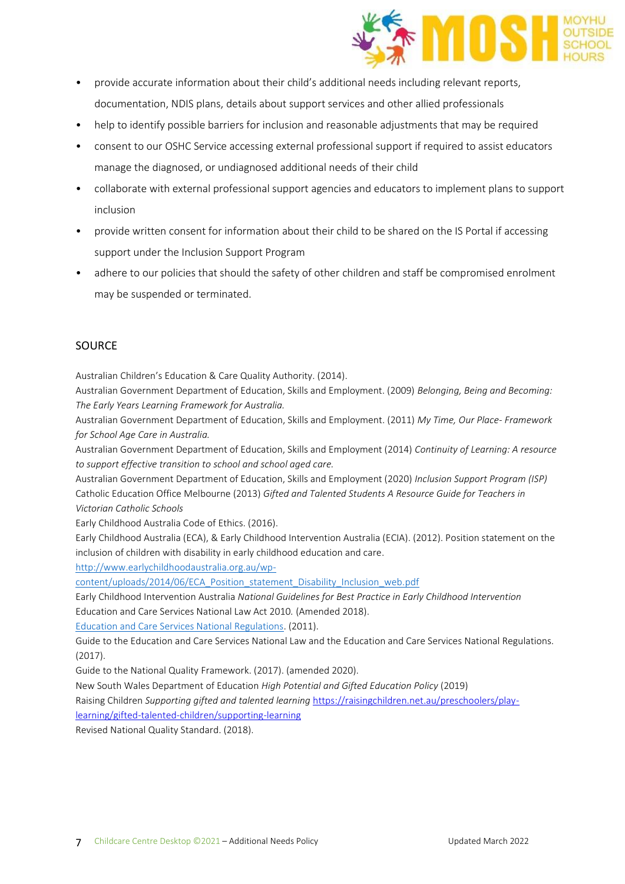- provide accurate information about their child's additional needs including relevant reports, documentation, NDIS plans, details about support services and other allied professionals
- help to identify possible barriers for inclusion and reasonable adjustments that may be required
- consent to our OSHC Service accessing external professional support if required to assist educators manage the diagnosed, or undiagnosed additional needs of their child
- collaborate with external professional support agencies and educators to implement plans to support inclusion
- provide written consent for information about their child to be shared on the IS Portal if accessing support under the Inclusion Support Program
- adhere to our policies that should the safety of other children and staff be compromised enrolment may be suspended or terminated.

## SOURCE

Australian Children's Education & Care Quality Authority. (2014).
Australian Government Department of Education, Skills and Employment. (2009) *Belonging, Being and Becoming: The Early Years Learning Framework for Australia.*
Australian Government Department of Education, Skills and Employment. (2011) *My Time, Our Place- Framework for School Age Care in Australia.*
Australian Government Department of Education, Skills and Employment (2014) *Continuity of Learning: A resource to support effective transition to school and school aged care.*
Australian Government Department of Education, Skills and Employment (2020) *Inclusion Support Program (ISP)*
Catholic Education Office Melbourne (2013) *Gifted and Talented Students A Resource Guide for Teachers in Victorian Catholic Schools*
Early Childhood Australia Code of Ethics. (2016).
Early Childhood Australia (ECA), & Early Childhood Intervention Australia (ECIA). (2012). Position statement on the inclusion of children with disability in early childhood education and care.
http://www.earlychildhoodaustralia.org.au/wp-content/uploads/2014/06/ECA_Position_statement_Disability_Inclusion_web.pdf
Early Childhood Intervention Australia *National Guidelines for Best Practice in Early Childhood Intervention*
Education and Care Services National Law Act 2010*.* (Amended 2018).
Education and Care Services National Regulations. (2011).
Guide to the Education and Care Services National Law and the Education and Care Services National Regulations. (2017).
Guide to the National Quality Framework. (2017). (amended 2020).
New South Wales Department of Education *High Potential and Gifted Education Policy* (2019)
Raising Children *Supporting gifted and talented learning* https://raisingchildren.net.au/preschoolers/play-learning/gifted-talented-children/supporting-learning
Revised National Quality Standard. (2018).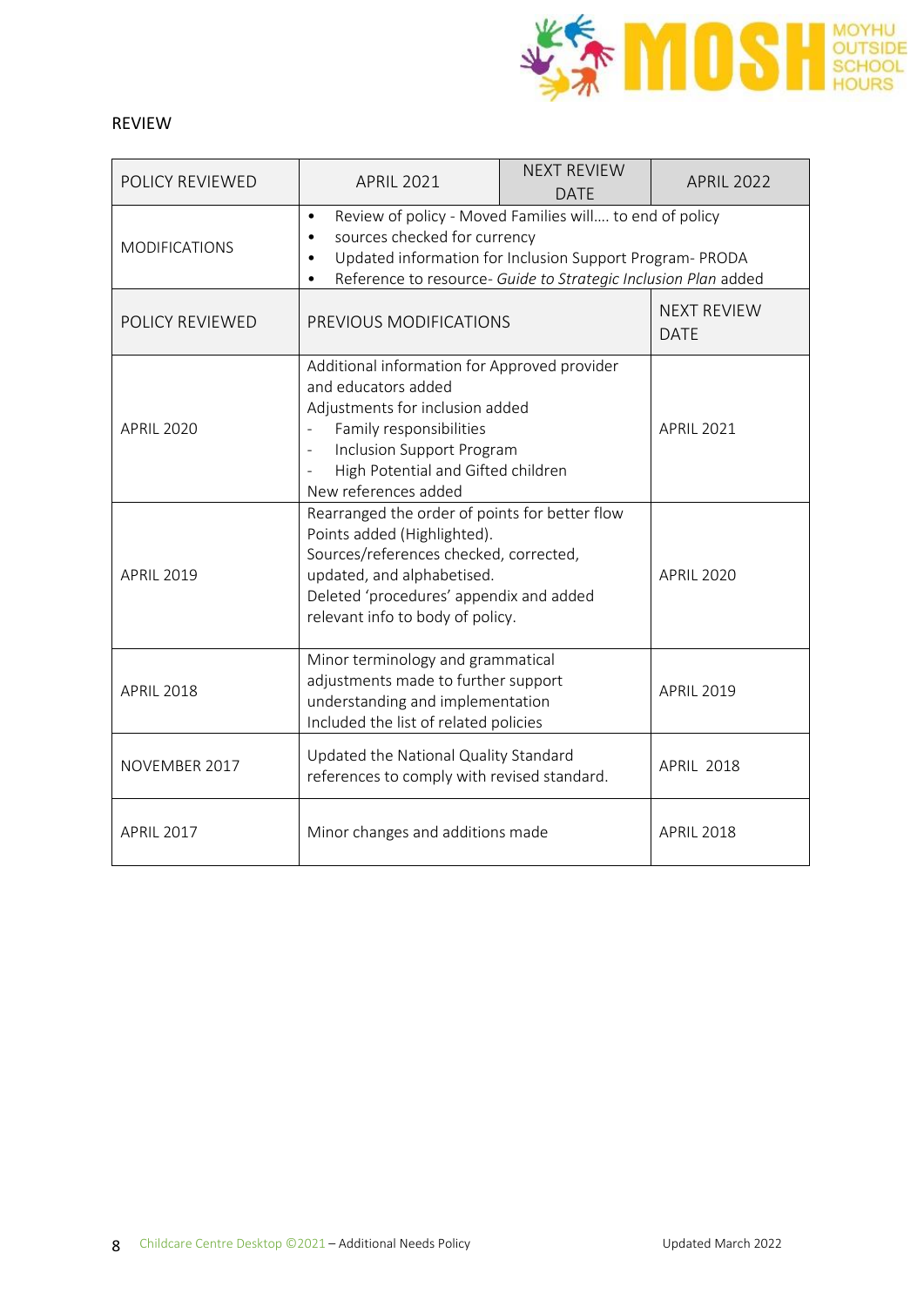REVIEW

| | | | |
|---|---|---|---|
| POLICY REVIEWED | APRIL 2021 | NEXT REVIEW DATE | APRIL 2022 |
| MODIFICATIONS | • Review of policy - Moved Families will…. to end of policy<br>• sources checked for currency<br>• Updated information for Inclusion Support Program- PRODA<br>• Reference to resource- *Guide to Strategic Inclusion Plan* added | | |
| POLICY REVIEWED | PREVIOUS MODIFICATIONS | | NEXT REVIEW DATE |
| APRIL 2020 | Additional information for Approved provider and educators added<br>Adjustments for inclusion added<br>- Family responsibilities<br>- Inclusion Support Program<br>- High Potential and Gifted children<br>New references added | | APRIL 2021 |
| APRIL 2019 | Rearranged the order of points for better flow<br>Points added (Highlighted).<br>Sources/references checked, corrected, updated, and alphabetised.<br>Deleted 'procedures' appendix and added relevant info to body of policy. | | APRIL 2020 |
| APRIL 2018 | Minor terminology and grammatical adjustments made to further support understanding and implementation<br>Included the list of related policies | | APRIL 2019 |
| NOVEMBER 2017 | Updated the National Quality Standard references to comply with revised standard. | | APRIL 2018 |
| APRIL 2017 | Minor changes and additions made | | APRIL 2018 |